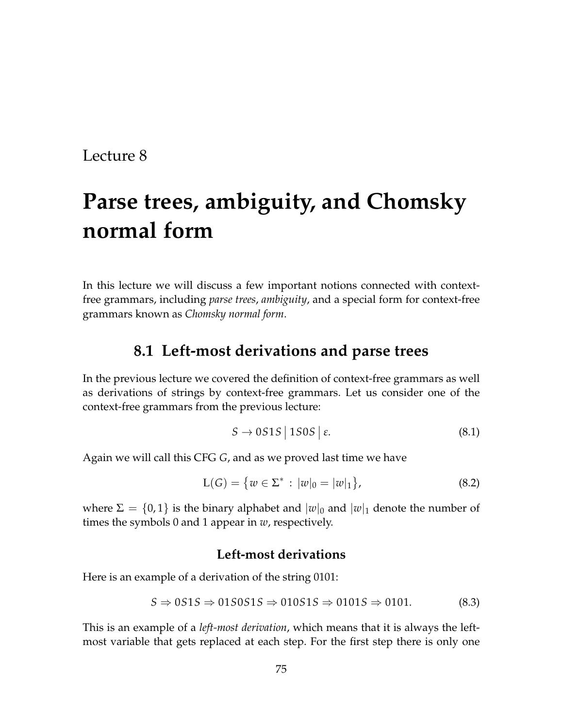Lecture 8

# Parse trees, ambiguity, and Chomsky normal form

In this lecture we will discuss a few important notions connected with context-free grammars, including *parse trees*, *ambiguity*, and a special form for context-free grammars known as *Chomsky normal form*.

## 8.1 Left-most derivations and parse trees

In the previous lecture we covered the definition of context-free grammars as well as derivations of strings by context-free grammars. Let us consider one of the context-free grammars from the previous lecture:

$$S \rightarrow 0S1S \mid 1S0S \mid \varepsilon. \tag{8.1}$$

Again we will call this CFG $G$, and as we proved last time we have

$$\mathrm{L}(G) = \{w \in \Sigma^* : |w|_0 = |w|_1\}, \tag{8.2}$$

where $\Sigma = \{0, 1\}$ is the binary alphabet and $|w|_0$ and $|w|_1$ denote the number of times the symbols 0 and 1 appear in $w$, respectively.

### Left-most derivations

Here is an example of a derivation of the string 0101:

$$S \Rightarrow 0S1S \Rightarrow 01S0S1S \Rightarrow 010S1S \Rightarrow 0101S \Rightarrow 0101. \tag{8.3}$$

This is an example of a *left-most derivation*, which means that it is always the left-most variable that gets replaced at each step. For the first step there is only one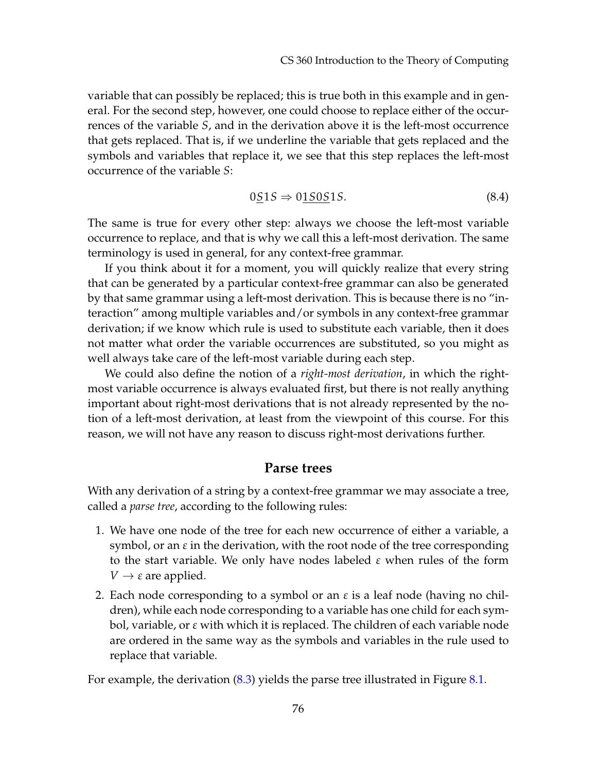variable that can possibly be replaced; this is true both in this example and in general. For the second step, however, one could choose to replace either of the occurrences of the variable $S$, and in the derivation above it is the left-most occurrence that gets replaced. That is, if we underline the variable that gets replaced and the symbols and variables that replace it, we see that this step replaces the left-most occurrence of the variable $S$:

$$0\underline{S}1S \Rightarrow 0\underline{1S0S}1S. \tag{8.4}$$

The same is true for every other step: always we choose the left-most variable occurrence to replace, and that is why we call this a left-most derivation. The same terminology is used in general, for any context-free grammar.

If you think about it for a moment, you will quickly realize that every string that can be generated by a particular context-free grammar can also be generated by that same grammar using a left-most derivation. This is because there is no "interaction" among multiple variables and/or symbols in any context-free grammar derivation; if we know which rule is used to substitute each variable, then it does not matter what order the variable occurrences are substituted, so you might as well always take care of the left-most variable during each step.

We could also define the notion of a *right-most derivation*, in which the right-most variable occurrence is always evaluated first, but there is not really anything important about right-most derivations that is not already represented by the notion of a left-most derivation, at least from the viewpoint of this course. For this reason, we will not have any reason to discuss right-most derivations further.

## Parse trees

With any derivation of a string by a context-free grammar we may associate a tree, called a *parse tree*, according to the following rules:

1. We have one node of the tree for each new occurrence of either a variable, a symbol, or an $\varepsilon$ in the derivation, with the root node of the tree corresponding to the start variable. We only have nodes labeled $\varepsilon$ when rules of the form $V \rightarrow \varepsilon$ are applied.
2. Each node corresponding to a symbol or an $\varepsilon$ is a leaf node (having no children), while each node corresponding to a variable has one child for each symbol, variable, or $\varepsilon$ with which it is replaced. The children of each variable node are ordered in the same way as the symbols and variables in the rule used to replace that variable.

For example, the derivation (8.3) yields the parse tree illustrated in Figure 8.1.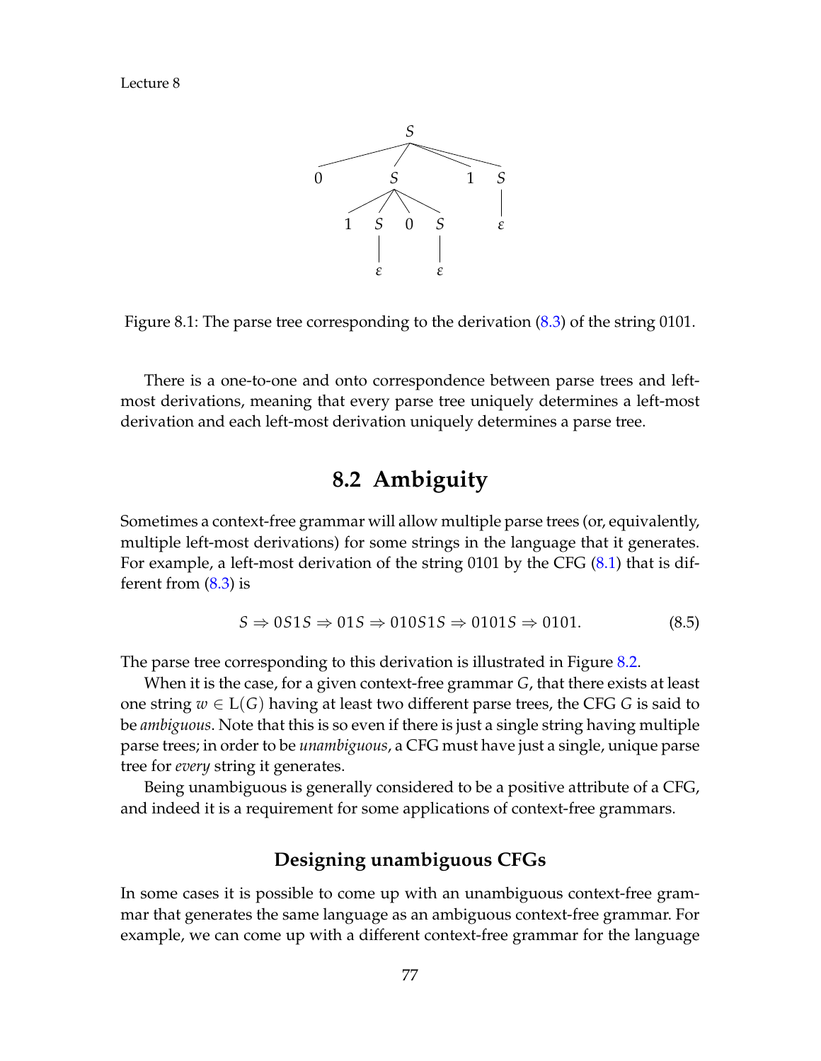Figure 8.1: The parse tree corresponding to the derivation (8.3) of the string 0101.

There is a one-to-one and onto correspondence between parse trees and left-most derivations, meaning that every parse tree uniquely determines a left-most derivation and each left-most derivation uniquely determines a parse tree.

## 8.2 Ambiguity

Sometimes a context-free grammar will allow multiple parse trees (or, equivalently, multiple left-most derivations) for some strings in the language that it generates. For example, a left-most derivation of the string 0101 by the CFG (8.1) that is different from (8.3) is

$$S \Rightarrow 0S1S \Rightarrow 01S \Rightarrow 010S1S \Rightarrow 0101S \Rightarrow 0101. \tag{8.5}$$

The parse tree corresponding to this derivation is illustrated in Figure 8.2.

When it is the case, for a given context-free grammar $G$, that there exists at least one string $w \in \mathrm{L}(G)$ having at least two different parse trees, the CFG $G$ is said to be *ambiguous*. Note that this is so even if there is just a single string having multiple parse trees; in order to be *unambiguous*, a CFG must have just a single, unique parse tree for *every* string it generates.

Being unambiguous is generally considered to be a positive attribute of a CFG, and indeed it is a requirement for some applications of context-free grammars.

### Designing unambiguous CFGs

In some cases it is possible to come up with an unambiguous context-free grammar that generates the same language as an ambiguous context-free grammar. For example, we can come up with a different context-free grammar for the language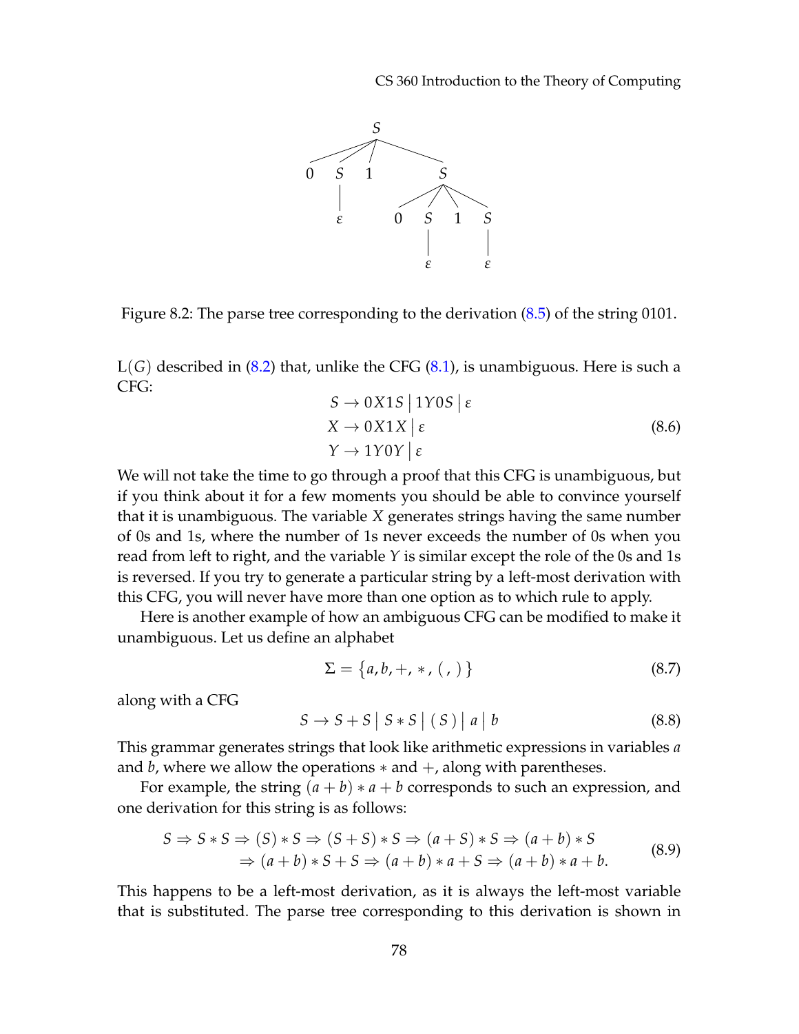Figure 8.2: The parse tree corresponding to the derivation (8.5) of the string 0101.

L$(G)$ described in (8.2) that, unlike the CFG (8.1), is unambiguous. Here is such a CFG:

$$\begin{aligned} S &\rightarrow 0X1S \mid 1Y0S \mid \varepsilon \\ X &\rightarrow 0X1X \mid \varepsilon \\ Y &\rightarrow 1Y0Y \mid \varepsilon \end{aligned} \tag{8.6}$$

We will not take the time to go through a proof that this CFG is unambiguous, but if you think about it for a few moments you should be able to convince yourself that it is unambiguous. The variable $X$ generates strings having the same number of 0s and 1s, where the number of 1s never exceeds the number of 0s when you read from left to right, and the variable $Y$ is similar except the role of the 0s and 1s is reversed. If you try to generate a particular string by a left-most derivation with this CFG, you will never have more than one option as to which rule to apply.

Here is another example of how an ambiguous CFG can be modified to make it unambiguous. Let us define an alphabet

$$\Sigma = \{a, b, +, *, (\,,\,)\} \tag{8.7}$$

along with a CFG

$$S \rightarrow S + S \mid S * S \mid (\,S\,) \mid a \mid b \tag{8.8}$$

This grammar generates strings that look like arithmetic expressions in variables $a$ and $b$, where we allow the operations $*$ and $+$, along with parentheses.

For example, the string $(a + b) * a + b$ corresponds to such an expression, and one derivation for this string is as follows:

$$\begin{aligned} S &\Rightarrow S * S \Rightarrow (S) * S \Rightarrow (S + S) * S \Rightarrow (a + S) * S \Rightarrow (a + b) * S \\ &\Rightarrow (a + b) * S + S \Rightarrow (a + b) * a + S \Rightarrow (a + b) * a + b. \end{aligned} \tag{8.9}$$

This happens to be a left-most derivation, as it is always the left-most variable that is substituted. The parse tree corresponding to this derivation is shown in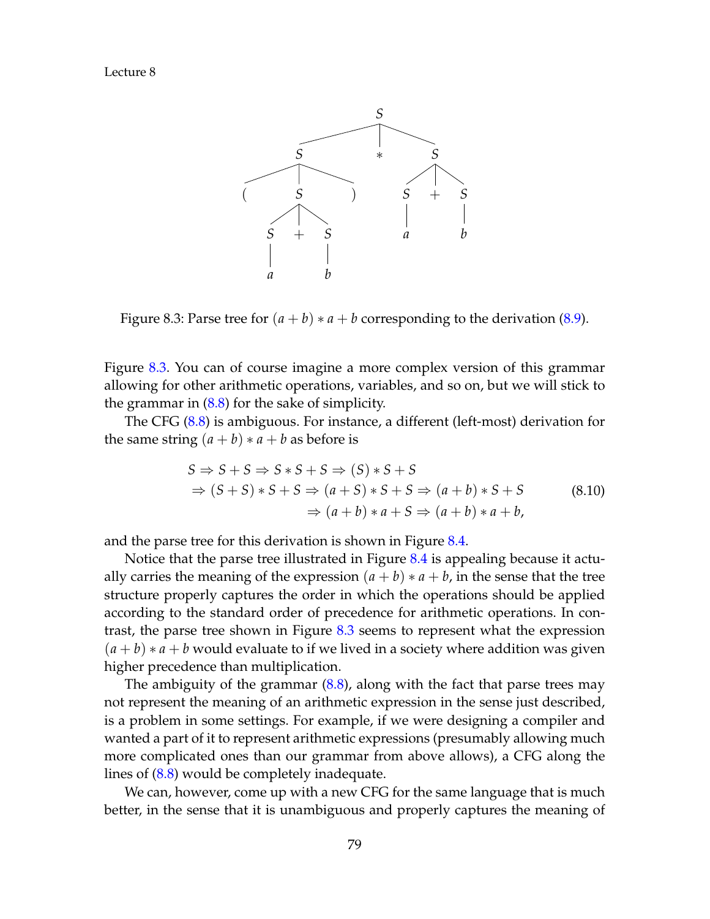Figure 8.3: Parse tree for $(a + b) * a + b$ corresponding to the derivation (8.9).

Figure 8.3. You can of course imagine a more complex version of this grammar allowing for other arithmetic operations, variables, and so on, but we will stick to the grammar in (8.8) for the sake of simplicity.

The CFG (8.8) is ambiguous. For instance, a different (left-most) derivation for the same string $(a + b) * a + b$ as before is

$$
\begin{aligned}
S &\Rightarrow S + S \Rightarrow S * S + S \Rightarrow (S) * S + S \\
&\Rightarrow (S + S) * S + S \Rightarrow (a + S) * S + S \Rightarrow (a + b) * S + S \\
&\qquad \Rightarrow (a + b) * a + S \Rightarrow (a + b) * a + b,
\end{aligned}
\tag{8.10}
$$

and the parse tree for this derivation is shown in Figure 8.4.

Notice that the parse tree illustrated in Figure 8.4 is appealing because it actually carries the meaning of the expression $(a + b) * a + b$, in the sense that the tree structure properly captures the order in which the operations should be applied according to the standard order of precedence for arithmetic operations. In contrast, the parse tree shown in Figure 8.3 seems to represent what the expression $(a + b) * a + b$ would evaluate to if we lived in a society where addition was given higher precedence than multiplication.

The ambiguity of the grammar (8.8), along with the fact that parse trees may not represent the meaning of an arithmetic expression in the sense just described, is a problem in some settings. For example, if we were designing a compiler and wanted a part of it to represent arithmetic expressions (presumably allowing much more complicated ones than our grammar from above allows), a CFG along the lines of (8.8) would be completely inadequate.

We can, however, come up with a new CFG for the same language that is much better, in the sense that it is unambiguous and properly captures the meaning of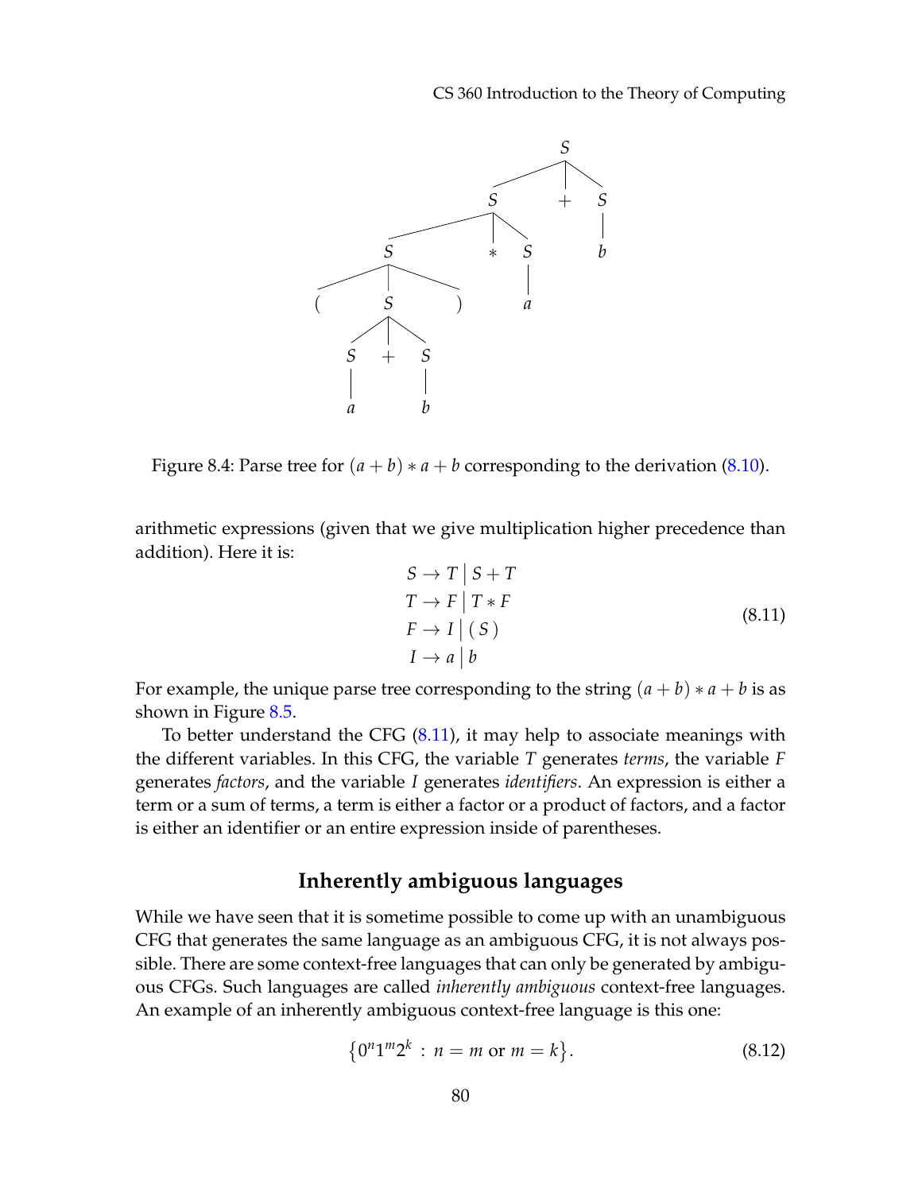Figure 8.4: Parse tree for $(a + b) * a + b$ corresponding to the derivation (8.10).

arithmetic expressions (given that we give multiplication higher precedence than addition). Here it is:

$$
\begin{aligned}
S &\rightarrow T \mid S + T \\
T &\rightarrow F \mid T * F \\
F &\rightarrow I \mid (\, S \,) \\
I &\rightarrow a \mid b
\end{aligned}
\tag{8.11}
$$

For example, the unique parse tree corresponding to the string $(a + b) * a + b$ is as shown in Figure 8.5.

To better understand the CFG (8.11), it may help to associate meanings with the different variables. In this CFG, the variable $T$ generates *terms*, the variable $F$ generates *factors*, and the variable $I$ generates *identifiers*. An expression is either a term or a sum of terms, a term is either a factor or a product of factors, and a factor is either an identifier or an entire expression inside of parentheses.

### Inherently ambiguous languages

While we have seen that it is sometime possible to come up with an unambiguous CFG that generates the same language as an ambiguous CFG, it is not always possible. There are some context-free languages that can only be generated by ambiguous CFGs. Such languages are called *inherently ambiguous* context-free languages. An example of an inherently ambiguous context-free language is this one:

$$\left\{0^n 1^m 2^k \,:\, n = m \text{ or } m = k\right\}. \tag{8.12}$$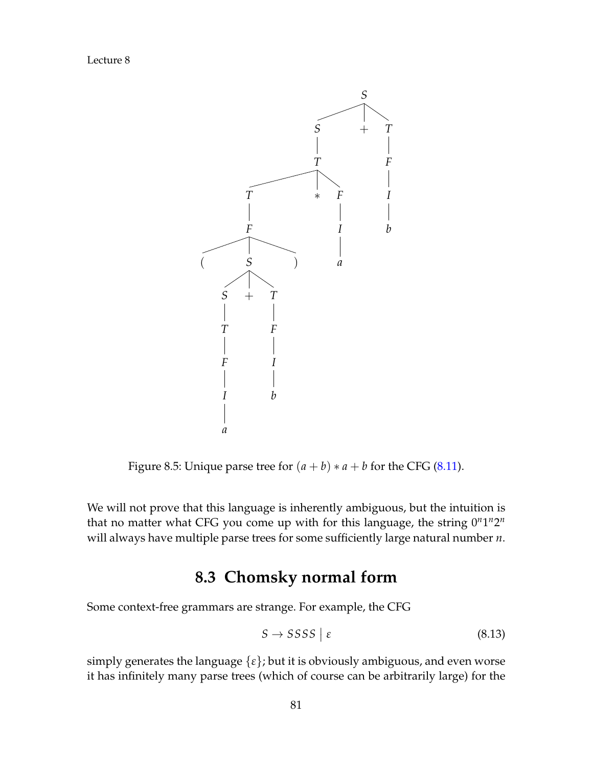Figure 8.5: Unique parse tree for $(a + b) * a + b$ for the CFG (8.11).

We will not prove that this language is inherently ambiguous, but the intuition is that no matter what CFG you come up with for this language, the string $0^n 1^n 2^n$ will always have multiple parse trees for some sufficiently large natural number $n$.

## 8.3 Chomsky normal form

Some context-free grammars are strange. For example, the CFG

$$S \to SSSS \mid \varepsilon \tag{8.13}$$

simply generates the language $\{\varepsilon\}$; but it is obviously ambiguous, and even worse it has infinitely many parse trees (which of course can be arbitrarily large) for the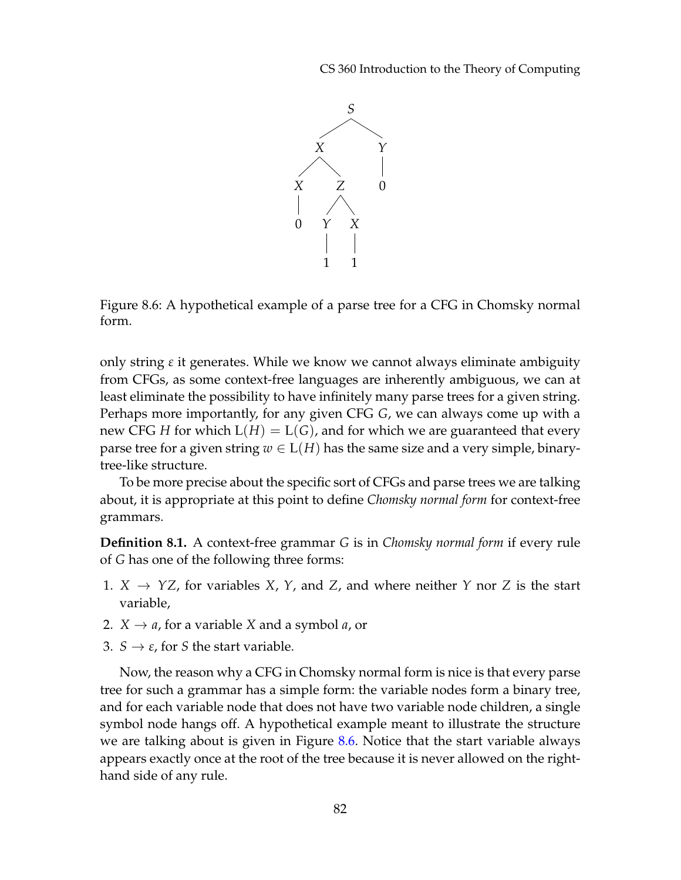Figure 8.6: A hypothetical example of a parse tree for a CFG in Chomsky normal form.

only string $\varepsilon$ it generates. While we know we cannot always eliminate ambiguity from CFGs, as some context-free languages are inherently ambiguous, we can at least eliminate the possibility to have infinitely many parse trees for a given string. Perhaps more importantly, for any given CFG $G$, we can always come up with a new CFG $H$ for which $\mathrm{L}(H) = \mathrm{L}(G)$, and for which we are guaranteed that every parse tree for a given string $w \in \mathrm{L}(H)$ has the same size and a very simple, binary-tree-like structure.

To be more precise about the specific sort of CFGs and parse trees we are talking about, it is appropriate at this point to define *Chomsky normal form* for context-free grammars.

**Definition 8.1.** A context-free grammar $G$ is in *Chomsky normal form* if every rule of $G$ has one of the following three forms:

1. $X \to YZ$, for variables $X$, $Y$, and $Z$, and where neither $Y$ nor $Z$ is the start variable,
2. $X \to a$, for a variable $X$ and a symbol $a$, or
3. $S \to \varepsilon$, for $S$ the start variable.

Now, the reason why a CFG in Chomsky normal form is nice is that every parse tree for such a grammar has a simple form: the variable nodes form a binary tree, and for each variable node that does not have two variable node children, a single symbol node hangs off. A hypothetical example meant to illustrate the structure we are talking about is given in Figure 8.6. Notice that the start variable always appears exactly once at the root of the tree because it is never allowed on the right-hand side of any rule.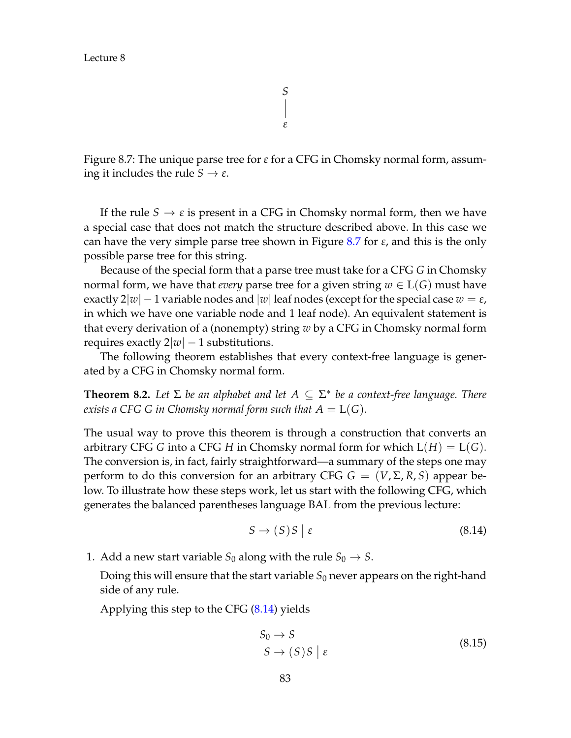$$
\begin{array}{c} S \\ | \\ \varepsilon \end{array}
$$

Figure 8.7: The unique parse tree for $\varepsilon$ for a CFG in Chomsky normal form, assuming it includes the rule $S \to \varepsilon$.

If the rule $S \to \varepsilon$ is present in a CFG in Chomsky normal form, then we have a special case that does not match the structure described above. In this case we can have the very simple parse tree shown in Figure 8.7 for $\varepsilon$, and this is the only possible parse tree for this string.

Because of the special form that a parse tree must take for a CFG $G$ in Chomsky normal form, we have that *every* parse tree for a given string $w \in \mathrm{L}(G)$ must have exactly $2|w| - 1$ variable nodes and $|w|$ leaf nodes (except for the special case $w = \varepsilon$, in which we have one variable node and 1 leaf node). An equivalent statement is that every derivation of a (nonempty) string $w$ by a CFG in Chomsky normal form requires exactly $2|w| - 1$ substitutions.

The following theorem establishes that every context-free language is generated by a CFG in Chomsky normal form.

**Theorem 8.2.** *Let $\Sigma$ be an alphabet and let $A \subseteq \Sigma^*$ be a context-free language. There exists a CFG $G$ in Chomsky normal form such that $A = \mathrm{L}(G)$.*

The usual way to prove this theorem is through a construction that converts an arbitrary CFG $G$ into a CFG $H$ in Chomsky normal form for which $\mathrm{L}(H) = \mathrm{L}(G)$. The conversion is, in fact, fairly straightforward—a summary of the steps one may perform to do this conversion for an arbitrary CFG $G = (V, \Sigma, R, S)$ appear below. To illustrate how these steps work, let us start with the following CFG, which generates the balanced parentheses language BAL from the previous lecture:

$$
S \to (\,S\,)\,S \;\big|\; \varepsilon \tag{8.14}
$$

1. Add a new start variable $S_0$ along with the rule $S_0 \to S$.

   Doing this will ensure that the start variable $S_0$ never appears on the right-hand side of any rule.

   Applying this step to the CFG (8.14) yields

$$
\begin{aligned}
S_0 &\to S \\
S &\to (\,S\,)\,S \;\big|\; \varepsilon
\end{aligned} \tag{8.15}
$$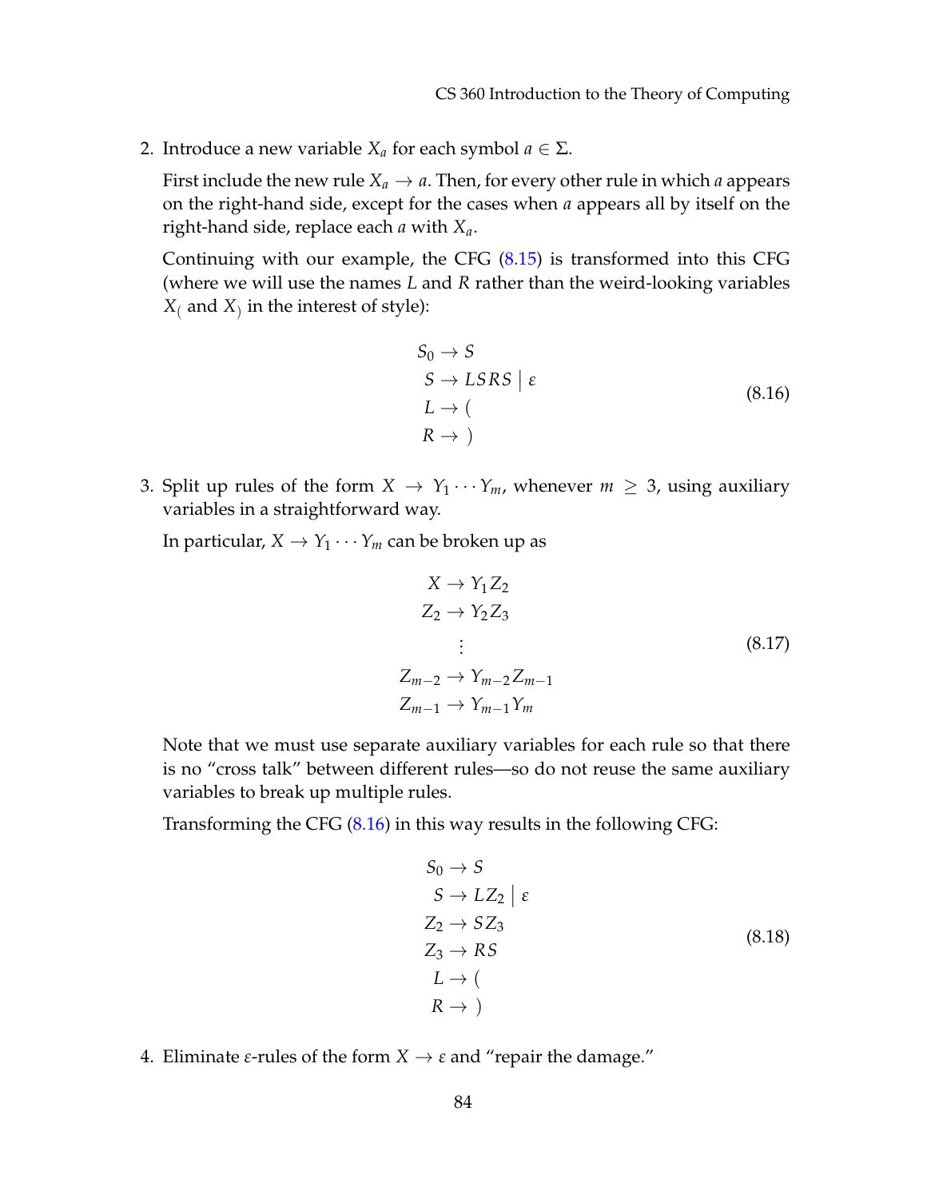2. Introduce a new variable $X_a$ for each symbol $a \in \Sigma$.

   First include the new rule $X_a \to a$. Then, for every other rule in which $a$ appears on the right-hand side, except for the cases when $a$ appears all by itself on the right-hand side, replace each $a$ with $X_a$.

   Continuing with our example, the CFG (8.15) is transformed into this CFG (where we will use the names $L$ and $R$ rather than the weird-looking variables $X_($ and $X_)$ in the interest of style):

$$
\begin{aligned}
S_0 &\to S \\
S &\to L\,S\,R\,S \mid \varepsilon \\
L &\to ( \\
R &\to )
\end{aligned}
\tag{8.16}
$$

3. Split up rules of the form $X \to Y_1 \cdots Y_m$, whenever $m \geq 3$, using auxiliary variables in a straightforward way.

   In particular, $X \to Y_1 \cdots Y_m$ can be broken up as

$$
\begin{aligned}
X &\to Y_1 Z_2 \\
Z_2 &\to Y_2 Z_3 \\
&\;\;\vdots \\
Z_{m-2} &\to Y_{m-2} Z_{m-1} \\
Z_{m-1} &\to Y_{m-1} Y_m
\end{aligned}
\tag{8.17}
$$

   Note that we must use separate auxiliary variables for each rule so that there is no "cross talk" between different rules—so do not reuse the same auxiliary variables to break up multiple rules.

   Transforming the CFG (8.16) in this way results in the following CFG:

$$
\begin{aligned}
S_0 &\to S \\
S &\to L Z_2 \mid \varepsilon \\
Z_2 &\to S Z_3 \\
Z_3 &\to R S \\
L &\to ( \\
R &\to )
\end{aligned}
\tag{8.18}
$$

4. Eliminate $\varepsilon$-rules of the form $X \to \varepsilon$ and "repair the damage."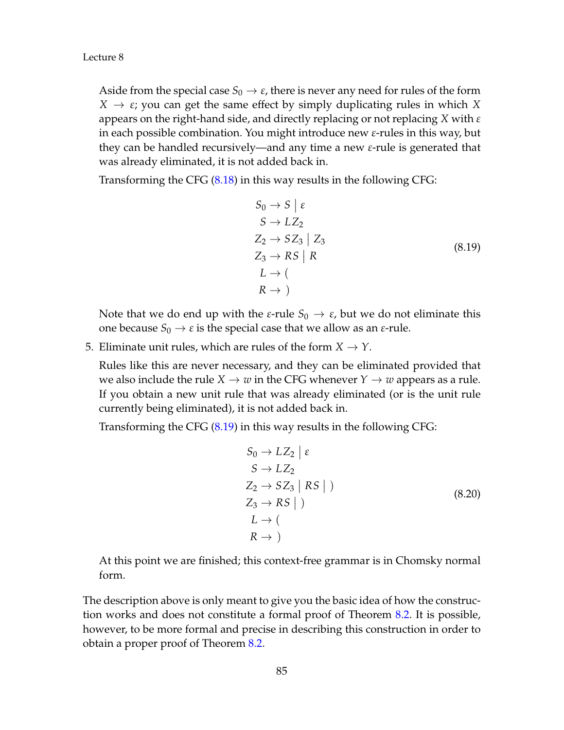Aside from the special case $S_0 \to \varepsilon$, there is never any need for rules of the form $X \to \varepsilon$; you can get the same effect by simply duplicating rules in which $X$ appears on the right-hand side, and directly replacing or not replacing $X$ with $\varepsilon$ in each possible combination. You might introduce new $\varepsilon$-rules in this way, but they can be handled recursively—and any time a new $\varepsilon$-rule is generated that was already eliminated, it is not added back in.

Transforming the CFG (8.18) in this way results in the following CFG:

$$
\begin{aligned}
S_0 &\to S \mid \varepsilon \\
S &\to L Z_2 \\
Z_2 &\to S Z_3 \mid Z_3 \\
Z_3 &\to R S \mid R \\
L &\to \texttt{(} \\
R &\to \texttt{)}
\end{aligned}
\tag{8.19}
$$

Note that we do end up with the $\varepsilon$-rule $S_0 \to \varepsilon$, but we do not eliminate this one because $S_0 \to \varepsilon$ is the special case that we allow as an $\varepsilon$-rule.

5. Eliminate unit rules, which are rules of the form $X \to Y$.

   Rules like this are never necessary, and they can be eliminated provided that we also include the rule $X \to w$ in the CFG whenever $Y \to w$ appears as a rule. If you obtain a new unit rule that was already eliminated (or is the unit rule currently being eliminated), it is not added back in.

   Transforming the CFG (8.19) in this way results in the following CFG:

$$
\begin{aligned}
S_0 &\to L Z_2 \mid \varepsilon \\
S &\to L Z_2 \\
Z_2 &\to S Z_3 \mid R S \mid \texttt{)} \\
Z_3 &\to R S \mid \texttt{)} \\
L &\to \texttt{(} \\
R &\to \texttt{)}
\end{aligned}
\tag{8.20}
$$

   At this point we are finished; this context-free grammar is in Chomsky normal form.

The description above is only meant to give you the basic idea of how the construction works and does not constitute a formal proof of Theorem 8.2. It is possible, however, to be more formal and precise in describing this construction in order to obtain a proper proof of Theorem 8.2.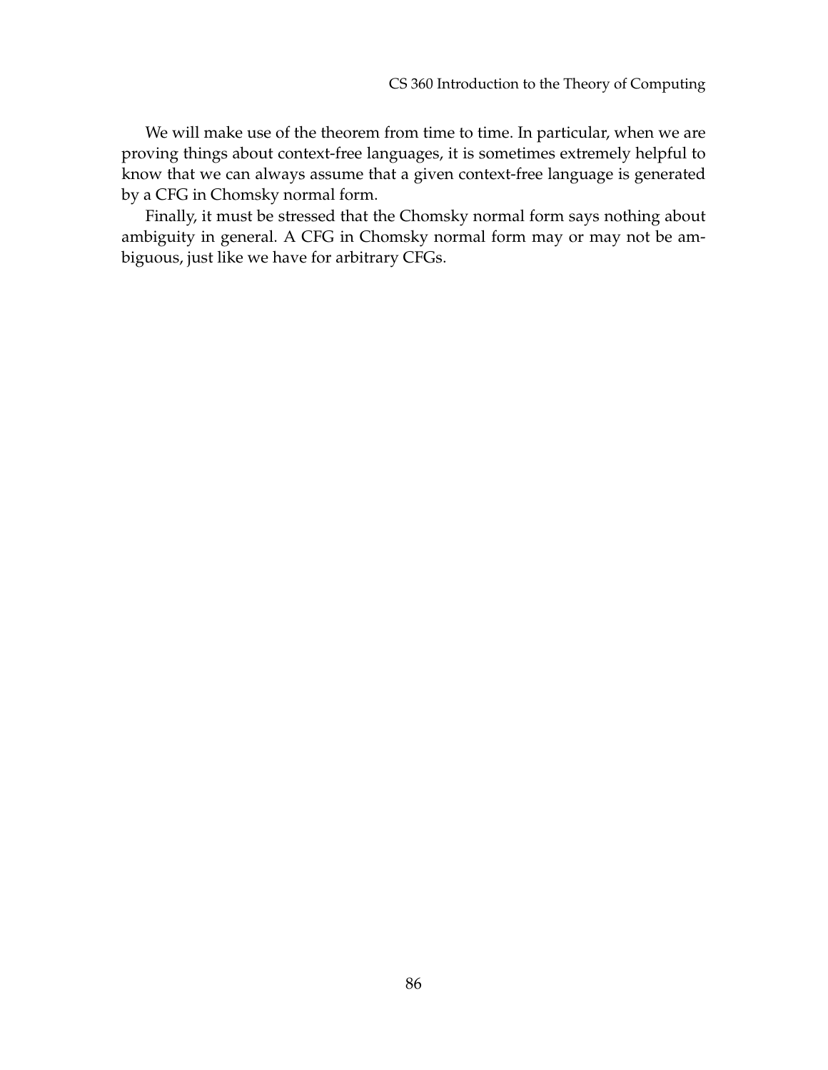We will make use of the theorem from time to time. In particular, when we are proving things about context-free languages, it is sometimes extremely helpful to know that we can always assume that a given context-free language is generated by a CFG in Chomsky normal form.

Finally, it must be stressed that the Chomsky normal form says nothing about ambiguity in general. A CFG in Chomsky normal form may or may not be ambiguous, just like we have for arbitrary CFGs.